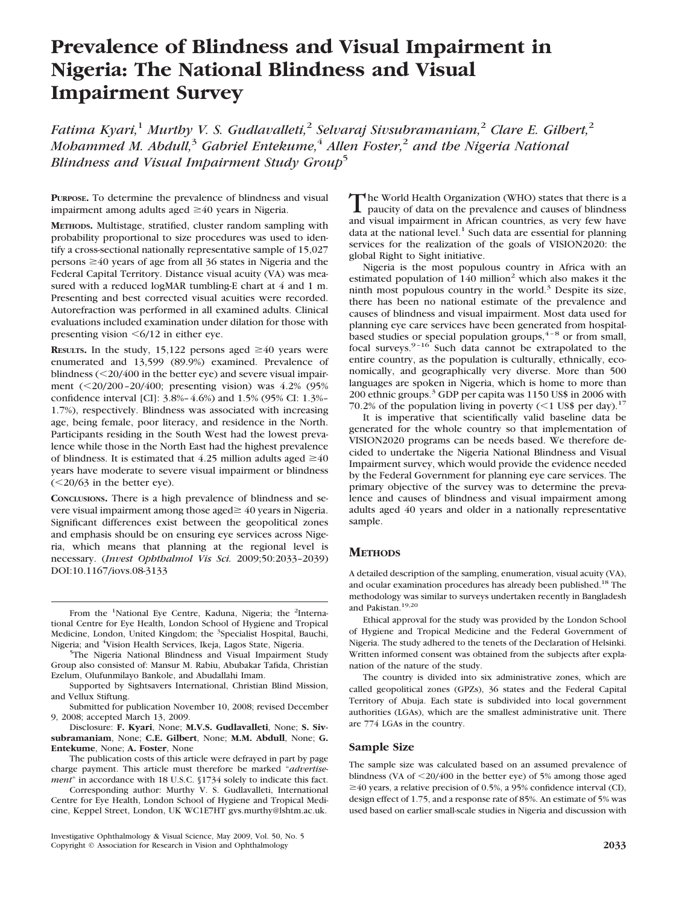# Prevalence of Blindness and Visual Impairment in Nigeria: The National Blindness and Visual Impairment Survey

*Fatima Kyari,[1] Murthy V. S. Gudlavalleti,[2] Selvaraj Sivsubramaniam,[2] Clare E. Gilbert,[2] Mohammed M. Abdull,[3] Gabriel Entekume,[4] Allen Foster,[2] and the Nigeria National Blindness and Visual Impairment Study Group[5]*

**PURPOSE.** To determine the prevalence of blindness and visual impairment among adults aged ≥40 years in Nigeria.

**METHODS.** Multistage, stratified, cluster random sampling with probability proportional to size procedures was used to identify a cross-sectional nationally representative sample of 15,027 persons ≥40 years of age from all 36 states in Nigeria and the Federal Capital Territory. Distance visual acuity (VA) was measured with a reduced logMAR tumbling-E chart at 4 and 1 m. Presenting and best corrected visual acuities were recorded. Autorefraction was performed in all examined adults. Clinical evaluations included examination under dilation for those with presenting vision <6/12 in either eye.

**RESULTS.** In the study, 15,122 persons aged ≥40 years were enumerated and 13,599 (89.9%) examined. Prevalence of blindness (<20/400 in the better eye) and severe visual impairment (<20/200–20/400; presenting vision) was 4.2% (95% confidence interval [CI]: 3.8%–4.6%) and 1.5% (95% CI: 1.3%–1.7%), respectively. Blindness was associated with increasing age, being female, poor literacy, and residence in the North. Participants residing in the South West had the lowest prevalence while those in the North East had the highest prevalence of blindness. It is estimated that 4.25 million adults aged ≥40 years have moderate to severe visual impairment or blindness (<20/63 in the better eye).

**CONCLUSIONS.** There is a high prevalence of blindness and severe visual impairment among those aged≥ 40 years in Nigeria. Significant differences exist between the geopolitical zones and emphasis should be on ensuring eye services across Nigeria, which means that planning at the regional level is necessary. (*Invest Ophthalmol Vis Sci.* 2009;50:2033–2039) DOI:10.1167/iovs.08-3133

From the [1]National Eye Centre, Kaduna, Nigeria; the [2]International Centre for Eye Health, London School of Hygiene and Tropical Medicine, London, United Kingdom; the [3]Specialist Hospital, Bauchi, Nigeria; and [4]Vision Health Services, Ikeja, Lagos State, Nigeria.

[5]The Nigeria National Blindness and Visual Impairment Study Group also consisted of: Mansur M. Rabiu, Abubakar Tafida, Christian Ezelum, Olufunmilayo Bankole, and Abudallahi Imam.

Supported by Sightsavers International, Christian Blind Mission, and Vellux Stiftung.

Submitted for publication November 10, 2008; revised December 9, 2008; accepted March 13, 2009.

Disclosure: **F. Kyari**, None; **M.V.S. Gudlavalleti**, None; **S. Sivsubramaniam**, None; **C.E. Gilbert**, None; **M.M. Abdull**, None; **G. Entekume**, None; **A. Foster**, None

The publication costs of this article were defrayed in part by page charge payment. This article must therefore be marked "*advertisement*" in accordance with 18 U.S.C. §1734 solely to indicate this fact.

Corresponding author: Murthy V. S. Gudlavalleti, International Centre for Eye Health, London School of Hygiene and Tropical Medicine, Keppel Street, London, UK WC1E7HT gvs.murthy@lshtm.ac.uk.

The World Health Organization (WHO) states that there is a paucity of data on the prevalence and causes of blindness and visual impairment in African countries, as very few have data at the national level.[1] Such data are essential for planning services for the realization of the goals of VISION2020: the global Right to Sight initiative.

Nigeria is the most populous country in Africa with an estimated population of 140 million[2] which also makes it the ninth most populous country in the world.[3] Despite its size, there has been no national estimate of the prevalence and causes of blindness and visual impairment. Most data used for planning eye care services have been generated from hospital-based studies or special population groups,[4–8] or from small, focal surveys.[9–16] Such data cannot be extrapolated to the entire country, as the population is culturally, ethnically, economically, and geographically very diverse. More than 500 languages are spoken in Nigeria, which is home to more than 200 ethnic groups.[3] GDP per capita was 1150 US$ in 2006 with 70.2% of the population living in poverty (<1 US$ per day).[17]

It is imperative that scientifically valid baseline data be generated for the whole country so that implementation of VISION2020 programs can be needs based. We therefore decided to undertake the Nigeria National Blindness and Visual Impairment survey, which would provide the evidence needed by the Federal Government for planning eye care services. The primary objective of the survey was to determine the prevalence and causes of blindness and visual impairment among adults aged 40 years and older in a nationally representative sample.

## METHODS

A detailed description of the sampling, enumeration, visual acuity (VA), and ocular examination procedures has already been published.[18] The methodology was similar to surveys undertaken recently in Bangladesh and Pakistan.[19,20]

Ethical approval for the study was provided by the London School of Hygiene and Tropical Medicine and the Federal Government of Nigeria. The study adhered to the tenets of the Declaration of Helsinki. Written informed consent was obtained from the subjects after explanation of the nature of the study.

The country is divided into six administrative zones, which are called geopolitical zones (GPZs), 36 states and the Federal Capital Territory of Abuja. Each state is subdivided into local government authorities (LGAs), which are the smallest administrative unit. There are 774 LGAs in the country.

### Sample Size

The sample size was calculated based on an assumed prevalence of blindness (VA of <20/400 in the better eye) of 5% among those aged ≥40 years, a relative precision of 0.5%, a 95% confidence interval (CI), design effect of 1.75, and a response rate of 85%. An estimate of 5% was used based on earlier small-scale studies in Nigeria and discussion with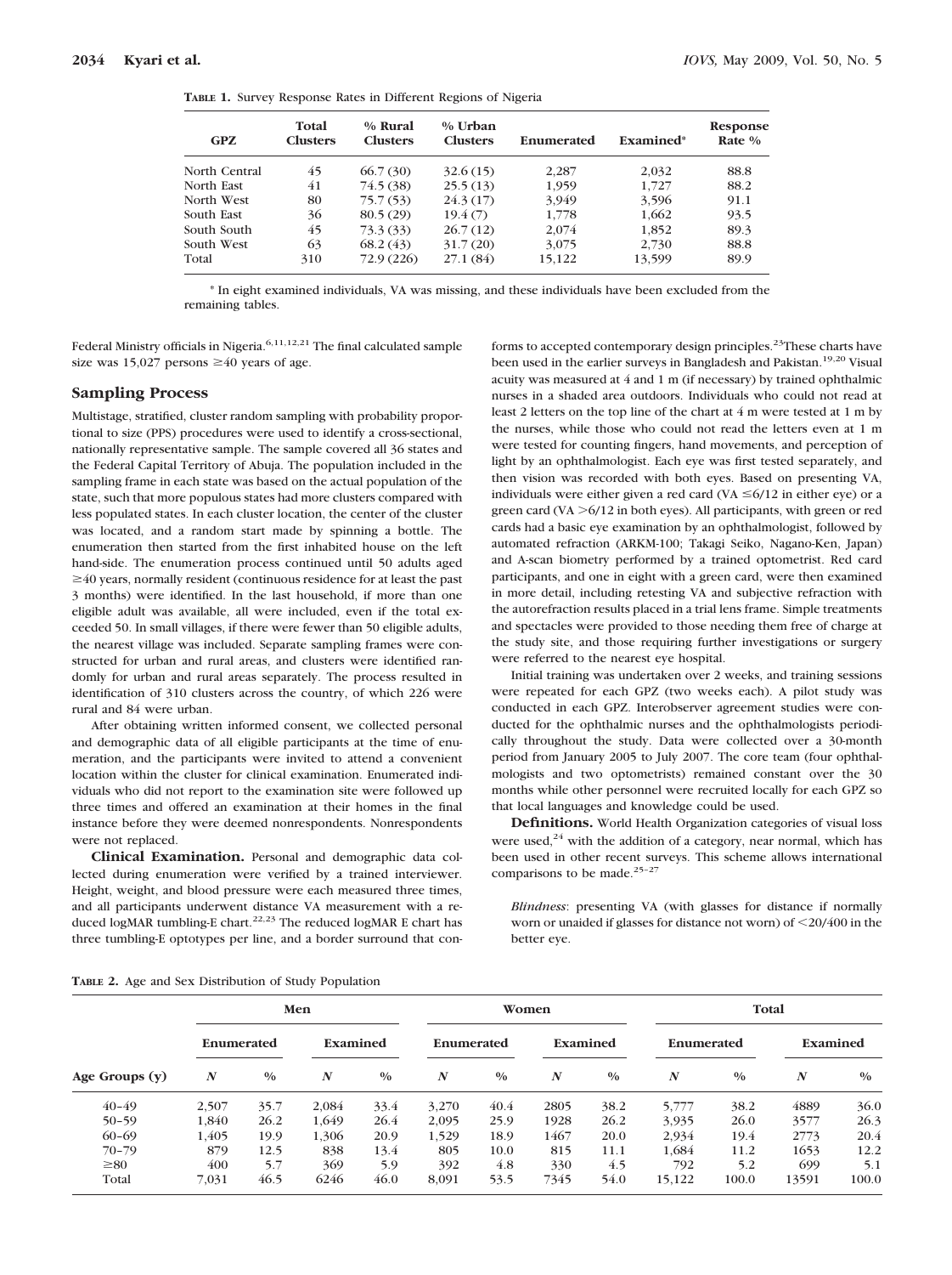**TABLE 1.** Survey Response Rates in Different Regions of Nigeria

| GPZ | Total Clusters | % Rural Clusters | % Urban Clusters | Enumerated | Examined* | Response Rate % |
|---|---|---|---|---|---|---|
| North Central | 45 | 66.7 (30) | 32.6 (15) | 2,287 | 2,032 | 88.8 |
| North East | 41 | 74.5 (38) | 25.5 (13) | 1,959 | 1,727 | 88.2 |
| North West | 80 | 75.7 (53) | 24.3 (17) | 3,949 | 3,596 | 91.1 |
| South East | 36 | 80.5 (29) | 19.4 (7) | 1,778 | 1,662 | 93.5 |
| South South | 45 | 73.3 (33) | 26.7 (12) | 2,074 | 1,852 | 89.3 |
| South West | 63 | 68.2 (43) | 31.7 (20) | 3,075 | 2,730 | 88.8 |
| Total | 310 | 72.9 (226) | 27.1 (84) | 15,122 | 13,599 | 89.9 |

\* In eight examined individuals, VA was missing, and these individuals have been excluded from the remaining tables.

Federal Ministry officials in Nigeria.[6,11,12,21] The final calculated sample size was 15,027 persons ≥40 years of age.

## Sampling Process

Multistage, stratified, cluster random sampling with probability proportional to size (PPS) procedures were used to identify a cross-sectional, nationally representative sample. The sample covered all 36 states and the Federal Capital Territory of Abuja. The population included in the sampling frame in each state was based on the actual population of the state, such that more populous states had more clusters compared with less populated states. In each cluster location, the center of the cluster was located, and a random start made by spinning a bottle. The enumeration then started from the first inhabited house on the left hand-side. The enumeration process continued until 50 adults aged ≥40 years, normally resident (continuous residence for at least the past 3 months) were identified. In the last household, if more than one eligible adult was available, all were included, even if the total exceeded 50. In small villages, if there were fewer than 50 eligible adults, the nearest village was included. Separate sampling frames were constructed for urban and rural areas, and clusters were identified randomly for urban and rural areas separately. The process resulted in identification of 310 clusters across the country, of which 226 were rural and 84 were urban.

After obtaining written informed consent, we collected personal and demographic data of all eligible participants at the time of enumeration, and the participants were invited to attend a convenient location within the cluster for clinical examination. Enumerated individuals who did not report to the examination site were followed up three times and offered an examination at their homes in the final instance before they were deemed nonrespondents. Nonrespondents were not replaced.

**Clinical Examination.** Personal and demographic data collected during enumeration were verified by a trained interviewer. Height, weight, and blood pressure were each measured three times, and all participants underwent distance VA measurement with a reduced logMAR tumbling-E chart.[22,23] The reduced logMAR E chart has three tumbling-E optotypes per line, and a border surround that conforms to accepted contemporary design principles.[23] These charts have been used in the earlier surveys in Bangladesh and Pakistan.[19,20] Visual acuity was measured at 4 and 1 m (if necessary) by trained ophthalmic nurses in a shaded area outdoors. Individuals who could not read at least 2 letters on the top line of the chart at 4 m were tested at 1 m by the nurses, while those who could not read the letters even at 1 m were tested for counting fingers, hand movements, and perception of light by an ophthalmologist. Each eye was first tested separately, and then vision was recorded with both eyes. Based on presenting VA, individuals were either given a red card (VA ≤6/12 in either eye) or a green card (VA >6/12 in both eyes). All participants, with green or red cards had a basic eye examination by an ophthalmologist, followed by automated refraction (ARKM-100; Takagi Seiko, Nagano-Ken, Japan) and A-scan biometry performed by a trained optometrist. Red card participants, and one in eight with a green card, were then examined in more detail, including retesting VA and subjective refraction with the autorefraction results placed in a trial lens frame. Simple treatments and spectacles were provided to those needing them free of charge at the study site, and those requiring further investigations or surgery were referred to the nearest eye hospital.

Initial training was undertaken over 2 weeks, and training sessions were repeated for each GPZ (two weeks each). A pilot study was conducted in each GPZ. Interobserver agreement studies were conducted for the ophthalmic nurses and the ophthalmologists periodically throughout the study. Data were collected over a 30-month period from January 2005 to July 2007. The core team (four ophthalmologists and two optometrists) remained constant over the 30 months while other personnel were recruited locally for each GPZ so that local languages and knowledge could be used.

**Definitions.** World Health Organization categories of visual loss were used,[24] with the addition of a category, near normal, which has been used in other recent surveys. This scheme allows international comparisons to be made.[25–27]

*Blindness*: presenting VA (with glasses for distance if normally worn or unaided if glasses for distance not worn) of <20/400 in the better eye.

**TABLE 2.** Age and Sex Distribution of Study Population

| | Men | | | | Women | | | | Total | | | |
|---|---|---|---|---|---|---|---|---|---|---|---|---|
| | Enumerated | | Examined | | Enumerated | | Examined | | Enumerated | | Examined | |
| Age Groups (y) | *N* | % | *N* | % | *N* | % | *N* | % | *N* | % | *N* | % |
| 40–49 | 2,507 | 35.7 | 2,084 | 33.4 | 3,270 | 40.4 | 2805 | 38.2 | 5,777 | 38.2 | 4889 | 36.0 |
| 50–59 | 1,840 | 26.2 | 1,649 | 26.4 | 2,095 | 25.9 | 1928 | 26.2 | 3,935 | 26.0 | 3577 | 26.3 |
| 60–69 | 1,405 | 19.9 | 1,306 | 20.9 | 1,529 | 18.9 | 1467 | 20.0 | 2,934 | 19.4 | 2773 | 20.4 |
| 70–79 | 879 | 12.5 | 838 | 13.4 | 805 | 10.0 | 815 | 11.1 | 1,684 | 11.2 | 1653 | 12.2 |
| ≥80 | 400 | 5.7 | 369 | 5.9 | 392 | 4.8 | 330 | 4.5 | 792 | 5.2 | 699 | 5.1 |
| Total | 7,031 | 46.5 | 6246 | 46.0 | 8,091 | 53.5 | 7345 | 54.0 | 15,122 | 100.0 | 13591 | 100.0 |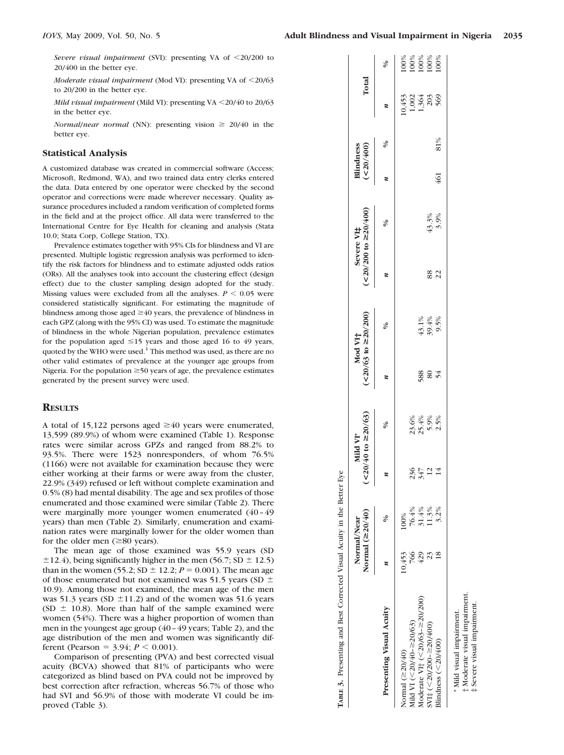*Severe visual impairment* (SVI): presenting VA of <20/200 to 20/400 in the better eye.

*Moderate visual impairment* (Mod VI): presenting VA of <20/63 to 20/200 in the better eye.

*Mild visual impairment* (Mild VI): presenting VA <20/40 to 20/63 in the better eye.

*Normal/near normal* (NN): presenting vision ≥ 20/40 in the better eye.

## Statistical Analysis

A customized database was created in commercial software (Access; Microsoft, Redmond, WA), and two trained data entry clerks entered the data. Data entered by one operator were checked by the second operator and corrections were made wherever necessary. Quality assurance procedures included a random verification of completed forms in the field and at the project office. All data were transferred to the International Centre for Eye Health for cleaning and analysis (Stata 10.0; Stata Corp, College Station, TX).

Prevalence estimates together with 95% CIs for blindness and VI are presented. Multiple logistic regression analysis was performed to identify the risk factors for blindness and to estimate adjusted odds ratios (ORs). All the analyses took into account the clustering effect (design effect) due to the cluster sampling design adopted for the study. Missing values were excluded from all the analyses. $P < 0.05$ were considered statistically significant. For estimating the magnitude of blindness among those aged ≥40 years, the prevalence of blindness in each GPZ (along with the 95% CI) was used. To estimate the magnitude of blindness in the whole Nigerian population, prevalence estimates for the population aged ≤15 years and those aged 16 to 49 years, quoted by the WHO were used.[1] This method was used, as there are no other valid estimates of prevalence at the younger age groups from Nigeria. For the population ≥50 years of age, the prevalence estimates generated by the present survey were used.

## Results

A total of 15,122 persons aged ≥40 years were enumerated, 13,599 (89.9%) of whom were examined (Table 1). Response rates were similar across GPZs and ranged from 88.2% to 93.5%. There were 1523 nonresponders, of whom 76.5% (1166) were not available for examination because they were either working at their farms or were away from the cluster, 22.9% (349) refused or left without complete examination and 0.5% (8) had mental disability. The age and sex profiles of those enumerated and those examined were similar (Table 2). There were marginally more younger women enumerated (40–49 years) than men (Table 2). Similarly, enumeration and examination rates were marginally lower for the older women than for the older men (≥80 years).

The mean age of those examined was 55.9 years (SD ±12.4), being significantly higher in the men (56.7; SD ± 12.5) than in the women (55.2; SD ± 12.2; $P = 0.001$). The mean age of those enumerated but not examined was 51.5 years (SD ± 10.9). Among those not examined, the mean age of the men was 51.3 years (SD ±11.2) and of the women was 51.6 years (SD ± 10.8). More than half of the sample examined were women (54%). There was a higher proportion of women than men in the youngest age group (40–49 years; Table 2), and the age distribution of the men and women was significantly different (Pearson = 3.94; $P < 0.001$).

Comparison of presenting (PVA) and best corrected visual acuity (BCVA) showed that 81% of participants who were categorized as blind based on PVA could not be improved by best correction after refraction, whereas 56.7% of those who had SVI and 56.9% of those with moderate VI could be improved (Table 3).

**Table 3.** Presenting and Best Corrected Visual Acuity in the Better Eye

| Presenting Visual Acuity | Normal/Near Normal (≥20/40) | | Mild VI* (<20/40 to ≥20/63) | | Mod VI† (<20/63 to ≥20/200) | | Severe VI‡ (<20/200 to ≥20/400) | | Blindness (<20/400) | | Total | |
|---|---|---|---|---|---|---|---|---|---|---|---|---|
| | n | % | n | % | n | % | n | % | n | % | n | % |
| Normal (≥20/40) | 10,453 | 100% | | | | | | | | | 10,453 | 100% |
| Mild VI (<20/40–≥20/63) | 766 | 76.4% | 236 | 23.6% | | | | | | | 1,002 | 100% |
| Moderate VI† (<20/63–≥20/200) | 429 | 31.4% | 347 | 25.4% | 588 | 43.1% | | | | | 1,364 | 100% |
| SVI‡ (<20/200–≥20/400) | 23 | 11.3% | 12 | 5.9% | 80 | 39.4% | 88 | 43.3% | | | 203 | 100% |
| Blindness (<20/400) | 18 | 3.2% | 14 | 2.5% | 54 | 9.5% | 22 | 3.9% | 461 | 81% | 569 | 100% |

\* Mild visual impairment.
† Moderate visual impairment.
‡ Severe visual impairment.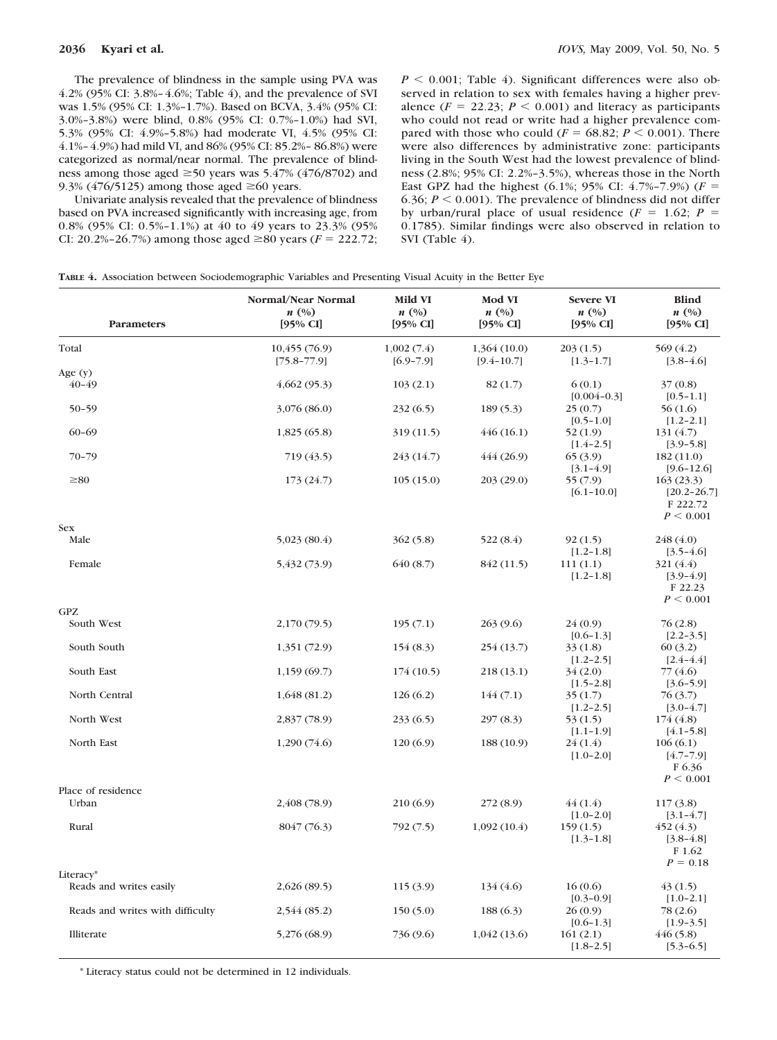The prevalence of blindness in the sample using PVA was 4.2% (95% CI: 3.8%–4.6%; Table 4), and the prevalence of SVI was 1.5% (95% CI: 1.3%–1.7%). Based on BCVA, 3.4% (95% CI: 3.0%–3.8%) were blind, 0.8% (95% CI: 0.7%–1.0%) had SVI, 5.3% (95% CI: 4.9%–5.8%) had moderate VI, 4.5% (95% CI: 4.1%–4.9%) had mild VI, and 86% (95% CI: 85.2%–86.8%) were categorized as normal/near normal. The prevalence of blindness among those aged ≥50 years was 5.47% (476/8702) and 9.3% (476/5125) among those aged ≥60 years.

Univariate analysis revealed that the prevalence of blindness based on PVA increased significantly with increasing age, from 0.8% (95% CI: 0.5%–1.1%) at 40 to 49 years to 23.3% (95% CI: 20.2%–26.7%) among those aged ≥80 years ($F = 222.72$; $P < 0.001$; Table 4). Significant differences were also observed in relation to sex with females having a higher prevalence ($F = 22.23$; $P < 0.001$) and literacy as participants who could not read or write had a higher prevalence compared with those who could ($F = 68.82$; $P < 0.001$). There were also differences by administrative zone: participants living in the South West had the lowest prevalence of blindness (2.8%; 95% CI: 2.2%–3.5%), whereas those in the North East GPZ had the highest (6.1%; 95% CI: 4.7%–7.9%) ($F = 6.36$; $P < 0.001$). The prevalence of blindness did not differ by urban/rural place of usual residence ($F = 1.62$; $P = 0.1785$). Similar findings were also observed in relation to SVI (Table 4).

**TABLE 4.** Association between Sociodemographic Variables and Presenting Visual Acuity in the Better Eye

| Parameters | Normal/Near Normal *n* (%) [95% CI] | Mild VI *n* (%) [95% CI] | Mod VI *n* (%) [95% CI] | Severe VI *n* (%) [95% CI] | Blind *n* (%) [95% CI] |
|---|---|---|---|---|---|
| Total | 10,455 (76.9) [75.8–77.9] | 1,002 (7.4) [6.9–7.9] | 1,364 (10.0) [9.4–10.7] | 203 (1.5) [1.3–1.7] | 569 (4.2) [3.8–4.6] |
| Age (y) | | | | | |
| 40–49 | 4,662 (95.3) | 103 (2.1) | 82 (1.7) | 6 (0.1) [0.004–0.3] | 37 (0.8) [0.5–1.1] |
| 50–59 | 3,076 (86.0) | 232 (6.5) | 189 (5.3) | 25 (0.7) [0.5–1.0] | 56 (1.6) [1.2–2.1] |
| 60–69 | 1,825 (65.8) | 319 (11.5) | 446 (16.1) | 52 (1.9) [1.4–2.5] | 131 (4.7) [3.9–5.8] |
| 70–79 | 719 (43.5) | 243 (14.7) | 444 (26.9) | 65 (3.9) [3.1–4.9] | 182 (11.0) [9.6–12.6] |
| ≥80 | 173 (24.7) | 105 (15.0) | 203 (29.0) | 55 (7.9) [6.1–10.0] | 163 (23.3) [20.2–26.7] F 222.72 $P < 0.001$ |
| Sex | | | | | |
| Male | 5,023 (80.4) | 362 (5.8) | 522 (8.4) | 92 (1.5) [1.2–1.8] | 248 (4.0) [3.5–4.6] |
| Female | 5,432 (73.9) | 640 (8.7) | 842 (11.5) | 111 (1.1) [1.2–1.8] | 321 (4.4) [3.9–4.9] F 22.23 $P < 0.001$ |
| GPZ | | | | | |
| South West | 2,170 (79.5) | 195 (7.1) | 263 (9.6) | 24 (0.9) [0.6–1.3] | 76 (2.8) [2.2–3.5] |
| South South | 1,351 (72.9) | 154 (8.3) | 254 (13.7) | 33 (1.8) [1.2–2.5] | 60 (3.2) [2.4–4.4] |
| South East | 1,159 (69.7) | 174 (10.5) | 218 (13.1) | 34 (2.0) [1.5–2.8] | 77 (4.6) [3.6–5.9] |
| North Central | 1,648 (81.2) | 126 (6.2) | 144 (7.1) | 35 (1.7) [1.2–2.5] | 76 (3.7) [3.0–4.7] |
| North West | 2,837 (78.9) | 233 (6.5) | 297 (8.3) | 53 (1.5) [1.1–1.9] | 174 (4.8) [4.1–5.8] |
| North East | 1,290 (74.6) | 120 (6.9) | 188 (10.9) | 24 (1.4) [1.0–2.0] | 106 (6.1) [4.7–7.9] F 6.36 $P < 0.001$ |
| Place of residence | | | | | |
| Urban | 2,408 (78.9) | 210 (6.9) | 272 (8.9) | 44 (1.4) [1.0–2.0] | 117 (3.8) [3.1–4.7] |
| Rural | 8047 (76.3) | 792 (7.5) | 1,092 (10.4) | 159 (1.5) [1.3–1.8] | 452 (4.3) [3.8–4.8] F 1.62 $P = 0.18$ |
| Literacy* | | | | | |
| Reads and writes easily | 2,626 (89.5) | 115 (3.9) | 134 (4.6) | 16 (0.6) [0.3–0.9] | 43 (1.5) [1.0–2.1] |
| Reads and writes with difficulty | 2,544 (85.2) | 150 (5.0) | 188 (6.3) | 26 (0.9) [0.6–1.3] | 78 (2.6) [1.9–3.5] |
| Illiterate | 5,276 (68.9) | 736 (9.6) | 1,042 (13.6) | 161 (2.1) [1.8–2.5] | 446 (5.8) [5.3–6.5] |

* Literacy status could not be determined in 12 individuals.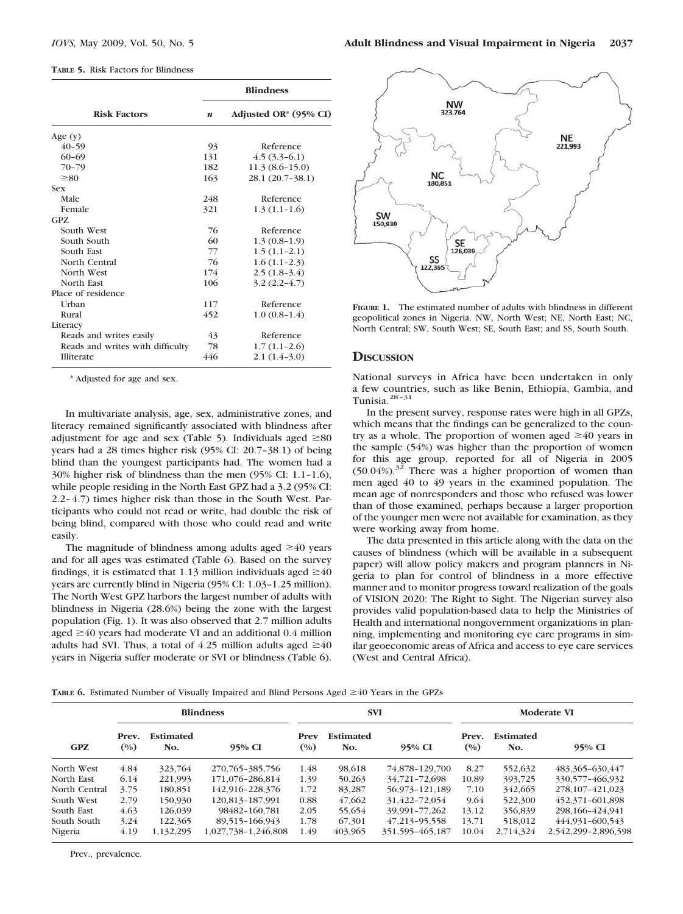**TABLE 5.** Risk Factors for Blindness

| Risk Factors | Blindness | |
|---|---|---|
| | *n* | Adjusted OR* (95% CI) |
| Age (y) | | |
| 40–59 | 93 | Reference |
| 60–69 | 131 | 4.5 (3.3–6.1) |
| 70–79 | 182 | 11.3 (8.6–15.0) |
| ≥80 | 163 | 28.1 (20.7–38.1) |
| Sex | | |
| Male | 248 | Reference |
| Female | 321 | 1.3 (1.1–1.6) |
| GPZ | | |
| South West | 76 | Reference |
| South South | 60 | 1.3 (0.8–1.9) |
| South East | 77 | 1.5 (1.1–2.1) |
| North Central | 76 | 1.6 (1.1–2.3) |
| North West | 174 | 2.5 (1.8–3.4) |
| North East | 106 | 3.2 (2.2–4.7) |
| Place of residence | | |
| Urban | 117 | Reference |
| Rural | 452 | 1.0 (0.8–1.4) |
| Literacy | | |
| Reads and writes easily | 43 | Reference |
| Reads and writes with difficulty | 78 | 1.7 (1.1–2.6) |
| Illiterate | 446 | 2.1 (1.4–3.0) |

* Adjusted for age and sex.

In multivariate analysis, age, sex, administrative zones, and literacy remained significantly associated with blindness after adjustment for age and sex (Table 5). Individuals aged ≥80 years had a 28 times higher risk (95% CI: 20.7–38.1) of being blind than the youngest participants had. The women had a 30% higher risk of blindness than the men (95% CI: 1.1–1.6), while people residing in the North East GPZ had a 3.2 (95% CI: 2.2–4.7) times higher risk than those in the South West. Participants who could not read or write, had double the risk of being blind, compared with those who could read and write easily.

The magnitude of blindness among adults aged ≥40 years and for all ages was estimated (Table 6). Based on the survey findings, it is estimated that 1.13 million individuals aged ≥40 years are currently blind in Nigeria (95% CI: 1.03–1.25 million). The North West GPZ harbors the largest number of adults with blindness in Nigeria (28.6%) being the zone with the largest population (Fig. 1). It was also observed that 2.7 million adults aged ≥40 years had moderate VI and an additional 0.4 million adults had SVI. Thus, a total of 4.25 million adults aged ≥40 years in Nigeria suffer moderate or SVI or blindness (Table 6).

NW 323,764

NE 221,993

NC 180,851

SW 150,930

SE 126,039

SS 122,365

**FIGURE 1.** The estimated number of adults with blindness in different geopolitical zones in Nigeria. NW, North West; NE, North East; NC, North Central; SW, South West; SE, South East; and SS, South South.

## Discussion

National surveys in Africa have been undertaken in only a few countries, such as like Benin, Ethiopia, Gambia, and Tunisia.[28–31]

In the present survey, response rates were high in all GPZs, which means that the findings can be generalized to the country as a whole. The proportion of women aged ≥40 years in the sample (54%) was higher than the proportion of women for this age group, reported for all of Nigeria in 2005 (50.04%).[32] There was a higher proportion of women than men aged 40 to 49 years in the examined population. The mean age of nonresponders and those who refused was lower than of those examined, perhaps because a larger proportion of the younger men were not available for examination, as they were working away from home.

The data presented in this article along with the data on the causes of blindness (which will be available in a subsequent paper) will allow policy makers and program planners in Nigeria to plan for control of blindness in a more effective manner and to monitor progress toward realization of the goals of VISION 2020: The Right to Sight. The Nigerian survey also provides valid population-based data to help the Ministries of Health and international nongovernment organizations in planning, implementing and monitoring eye care programs in similar geoeconomic areas of Africa and access to eye care services (West and Central Africa).

**TABLE 6.** Estimated Number of Visually Impaired and Blind Persons Aged ≥40 Years in the GPZs

| GPZ | Blindness | | | SVI | | | Moderate VI | | |
|---|---|---|---|---|---|---|---|---|---|
| | Prev. (%) | Estimated No. | 95% CI | Prev (%) | Estimated No. | 95% CI | Prev. (%) | Estimated No. | 95% CI |
| North West | 4.84 | 323,764 | 270,765–385,756 | 1.48 | 98,618 | 74,878–129,700 | 8.27 | 552,632 | 483,365–630,447 |
| North East | 6.14 | 221,993 | 171,076–286,814 | 1.39 | 50,263 | 34,721–72,698 | 10.89 | 393,725 | 330,577–466,932 |
| North Central | 3.75 | 180,851 | 142,916–228,376 | 1.72 | 83,287 | 56,973–121,189 | 7.10 | 342,665 | 278,107–421,023 |
| South West | 2.79 | 150,930 | 120,813–187,991 | 0.88 | 47,662 | 31,422–72,054 | 9.64 | 522,300 | 452,371–601,898 |
| South East | 4.63 | 126,039 | 98482–160,781 | 2.05 | 55,654 | 39,991–77,262 | 13.12 | 356,839 | 298,166–424,941 |
| South South | 3.24 | 122,365 | 89,515–166,943 | 1.78 | 67,301 | 47,213–95,558 | 13.71 | 518,012 | 444,931–600,543 |
| Nigeria | 4.19 | 1,132,295 | 1,027,738–1,246,808 | 1.49 | 403,965 | 351,595–465,187 | 10.04 | 2,714,324 | 2,542,299–2,896,598 |

Prev., prevalence.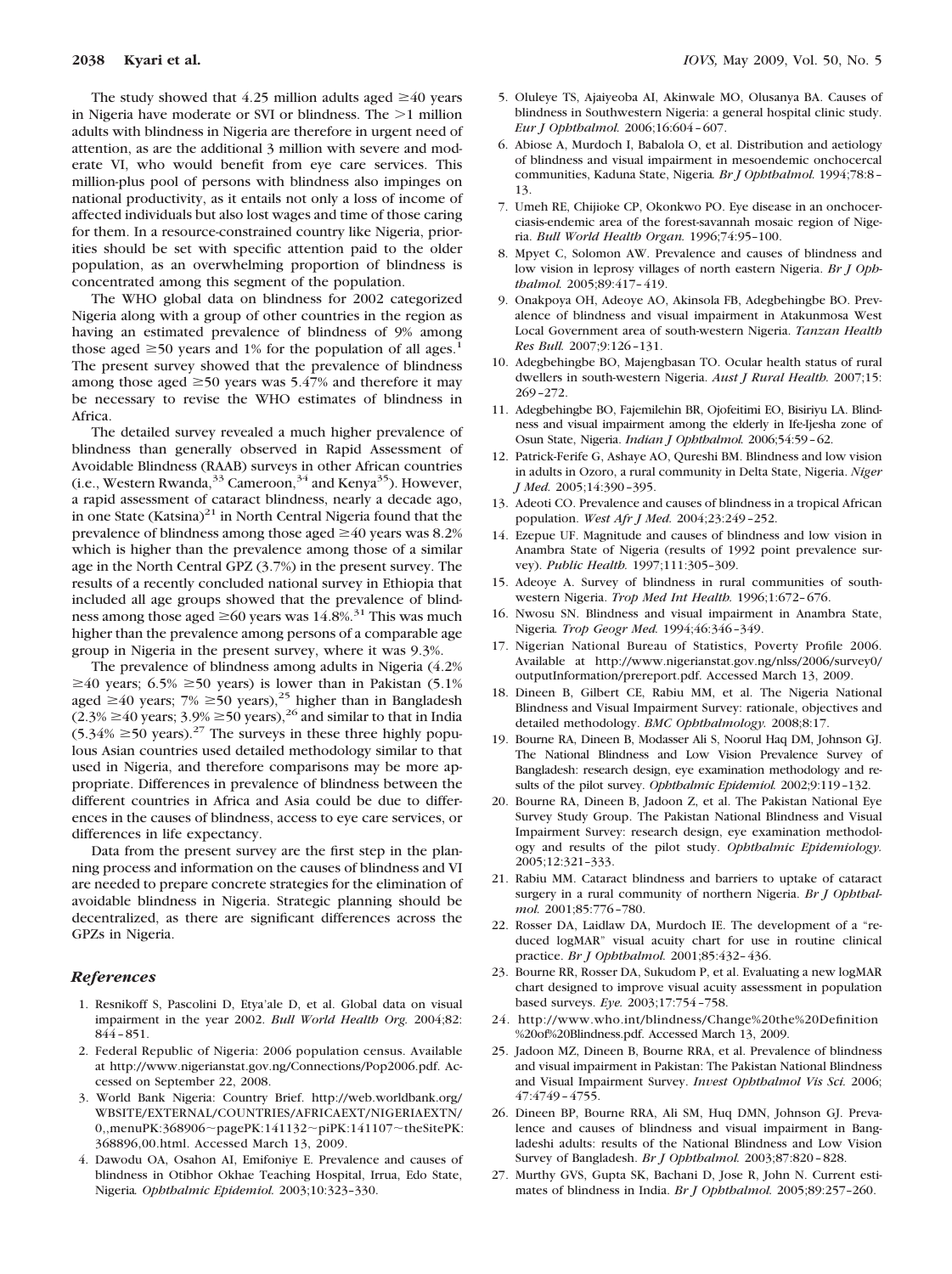The study showed that 4.25 million adults aged ≥40 years in Nigeria have moderate or SVI or blindness. The >1 million adults with blindness in Nigeria are therefore in urgent need of attention, as are the additional 3 million with severe and moderate VI, who would benefit from eye care services. This million-plus pool of persons with blindness also impinges on national productivity, as it entails not only a loss of income of affected individuals but also lost wages and time of those caring for them. In a resource-constrained country like Nigeria, priorities should be set with specific attention paid to the older population, as an overwhelming proportion of blindness is concentrated among this segment of the population.

The WHO global data on blindness for 2002 categorized Nigeria along with a group of other countries in the region as having an estimated prevalence of blindness of 9% among those aged ≥50 years and 1% for the population of all ages.[1] The present survey showed that the prevalence of blindness among those aged ≥50 years was 5.47% and therefore it may be necessary to revise the WHO estimates of blindness in Africa.

The detailed survey revealed a much higher prevalence of blindness than generally observed in Rapid Assessment of Avoidable Blindness (RAAB) surveys in other African countries (i.e., Western Rwanda,[33] Cameroon,[34] and Kenya[35]). However, a rapid assessment of cataract blindness, nearly a decade ago, in one State (Katsina)[21] in North Central Nigeria found that the prevalence of blindness among those aged ≥40 years was 8.2% which is higher than the prevalence among those of a similar age in the North Central GPZ (3.7%) in the present survey. The results of a recently concluded national survey in Ethiopia that included all age groups showed that the prevalence of blindness among those aged ≥60 years was 14.8%.[31] This was much higher than the prevalence among persons of a comparable age group in Nigeria in the present survey, where it was 9.3%.

The prevalence of blindness among adults in Nigeria (4.2% ≥40 years; 6.5% ≥50 years) is lower than in Pakistan (5.1% aged ≥40 years; 7% ≥50 years),[25] higher than in Bangladesh (2.3% ≥40 years; 3.9% ≥50 years),[26] and similar to that in India (5.34% ≥50 years).[27] The surveys in these three highly populous Asian countries used detailed methodology similar to that used in Nigeria, and therefore comparisons may be more appropriate. Differences in prevalence of blindness between the different countries in Africa and Asia could be due to differences in the causes of blindness, access to eye care services, or differences in life expectancy.

Data from the present survey are the first step in the planning process and information on the causes of blindness and VI are needed to prepare concrete strategies for the elimination of avoidable blindness in Nigeria. Strategic planning should be decentralized, as there are significant differences across the GPZs in Nigeria.

## References

1. Resnikoff S, Pascolini D, Etya'ale D, et al. Global data on visual impairment in the year 2002. *Bull World Health Org.* 2004;82:844–851.
2. Federal Republic of Nigeria: 2006 population census. Available at http://www.nigerianstat.gov.ng/Connections/Pop2006.pdf. Accessed on September 22, 2008.
3. World Bank Nigeria: Country Brief. http://web.worldbank.org/WBSITE/EXTERNAL/COUNTRIES/AFRICAEXT/NIGERIAEXTN/0,,menuPK:368906~pagePK:141132~piPK:141107~theSitePK:368896,00.html. Accessed March 13, 2009.
4. Dawodu OA, Osahon AI, Emifoniye E. Prevalence and causes of blindness in Otibhor Okhae Teaching Hospital, Irrua, Edo State, Nigeria. *Ophthalmic Epidemiol.* 2003;10:323–330.
5. Oluleye TS, Ajaiyeoba AI, Akinwale MO, Olusanya BA. Causes of blindness in Southwestern Nigeria: a general hospital clinic study. *Eur J Ophthalmol.* 2006;16:604–607.
6. Abiose A, Murdoch I, Babalola O, et al. Distribution and aetiology of blindness and visual impairment in mesoendemic onchocercal communities, Kaduna State, Nigeria. *Br J Ophthalmol.* 1994;78:8–13.
7. Umeh RE, Chijioke CP, Okonkwo PO. Eye disease in an onchocerciasis-endemic area of the forest-savannah mosaic region of Nigeria. *Bull World Health Organ.* 1996;74:95–100.
8. Mpyet C, Solomon AW. Prevalence and causes of blindness and low vision in leprosy villages of north eastern Nigeria. *Br J Ophthalmol.* 2005;89:417–419.
9. Onakpoya OH, Adeoye AO, Akinsola FB, Adegbehingbe BO. Prevalence of blindness and visual impairment in Atakunmosa West Local Government area of south-western Nigeria. *Tanzan Health Res Bull.* 2007;9:126–131.
10. Adegbehingbe BO, Majengbasan TO. Ocular health status of rural dwellers in south-western Nigeria. *Aust J Rural Health.* 2007;15:269–272.
11. Adegbehingbe BO, Fajemilehin BR, Ojofeitimi EO, Bisiriyu LA. Blindness and visual impairment among the elderly in Ife-Ijesha zone of Osun State, Nigeria. *Indian J Ophthalmol.* 2006;54:59–62.
12. Patrick-Ferife G, Ashaye AO, Qureshi BM. Blindness and low vision in adults in Ozoro, a rural community in Delta State, Nigeria. *Niger J Med.* 2005;14:390–395.
13. Adeoti CO. Prevalence and causes of blindness in a tropical African population. *West Afr J Med.* 2004;23:249–252.
14. Ezepue UF. Magnitude and causes of blindness and low vision in Anambra State of Nigeria (results of 1992 point prevalence survey). *Public Health.* 1997;111:305–309.
15. Adeoye A. Survey of blindness in rural communities of south-western Nigeria. *Trop Med Int Health.* 1996;1:672–676.
16. Nwosu SN. Blindness and visual impairment in Anambra State, Nigeria. *Trop Geogr Med.* 1994;46:346–349.
17. Nigerian National Bureau of Statistics, Poverty Profile 2006. Available at http://www.nigerianstat.gov.ng/nlss/2006/survey0/outputInformation/prereport.pdf. Accessed March 13, 2009.
18. Dineen B, Gilbert CE, Rabiu MM, et al. The Nigeria National Blindness and Visual Impairment Survey: rationale, objectives and detailed methodology. *BMC Ophthalmology.* 2008;8:17.
19. Bourne RA, Dineen B, Modasser Ali S, Noorul Haq DM, Johnson GJ. The National Blindness and Low Vision Prevalence Survey of Bangladesh: research design, eye examination methodology and results of the pilot survey. *Ophthalmic Epidemiol.* 2002;9:119–132.
20. Bourne RA, Dineen B, Jadoon Z, et al. The Pakistan National Eye Survey Study Group. The Pakistan National Blindness and Visual Impairment Survey: research design, eye examination methodology and results of the pilot study. *Ophthalmic Epidemiology.* 2005;12:321–333.
21. Rabiu MM. Cataract blindness and barriers to uptake of cataract surgery in a rural community of northern Nigeria. *Br J Ophthalmol.* 2001;85:776–780.
22. Rosser DA, Laidlaw DA, Murdoch IE. The development of a "reduced logMAR" visual acuity chart for use in routine clinical practice. *Br J Ophthalmol.* 2001;85:432–436.
23. Bourne RR, Rosser DA, Sukudom P, et al. Evaluating a new logMAR chart designed to improve visual acuity assessment in population based surveys. *Eye.* 2003;17:754–758.
24. http://www.who.int/blindness/Change%20the%20Definition%20of%20Blindness.pdf. Accessed March 13, 2009.
25. Jadoon MZ, Dineen B, Bourne RRA, et al. Prevalence of blindness and visual impairment in Pakistan: The Pakistan National Blindness and Visual Impairment Survey. *Invest Ophthalmol Vis Sci.* 2006;47:4749–4755.
26. Dineen BP, Bourne RRA, Ali SM, Huq DMN, Johnson GJ. Prevalence and causes of blindness and visual impairment in Bangladeshi adults: results of the National Blindness and Low Vision Survey of Bangladesh. *Br J Ophthalmol.* 2003;87:820–828.
27. Murthy GVS, Gupta SK, Bachani D, Jose R, John N. Current estimates of blindness in India. *Br J Ophthalmol.* 2005;89:257–260.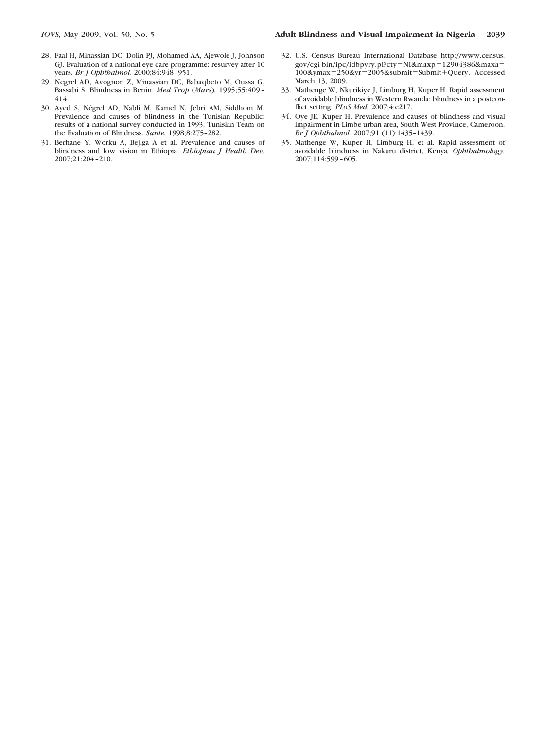28. Faal H, Minassian DC, Dolin PJ, Mohamed AA, Ajewole J, Johnson GJ. Evaluation of a national eye care programme: resurvey after 10 years. *Br J Ophthalmol.* 2000;84:948–951.
29. Negrel AD, Avognon Z, Minassian DC, Babaqbeto M, Oussa G, Bassabi S. Blindness in Benin. *Med Trop (Mars).* 1995;55:409–414.
30. Ayed S, Négrel AD, Nabli M, Kamel N, Jebri AM, Siddhom M. Prevalence and causes of blindness in the Tunisian Republic: results of a national survey conducted in 1993. Tunisian Team on the Evaluation of Blindness. *Sante.* 1998;8:275–282.
31. Berhane Y, Worku A, Bejiga A et al. Prevalence and causes of blindness and low vision in Ethiopia. *Ethiopian J Health Dev.* 2007;21:204–210.
32. U.S. Census Bureau International Database http://www.census.gov/cgi-bin/ipc/idbpyry.pl?cty=NI&maxp=12904386&maxa=100&ymax=250&yr=2005&submit=Submit+Query. Accessed March 13, 2009.
33. Mathenge W, Nkurikiye J, Limburg H, Kuper H. Rapid assessment of avoidable blindness in Western Rwanda: blindness in a postconflict setting. *PLoS Med.* 2007;4:e217.
34. Oye JE, Kuper H. Prevalence and causes of blindness and visual impairment in Limbe urban area, South West Province, Cameroon. *Br J Ophthalmol.* 2007;91 (11):1435–1439.
35. Mathenge W, Kuper H, Limburg H, et al. Rapid assessment of avoidable blindness in Nakuru district, Kenya. *Ophthalmology.* 2007;114:599–605.